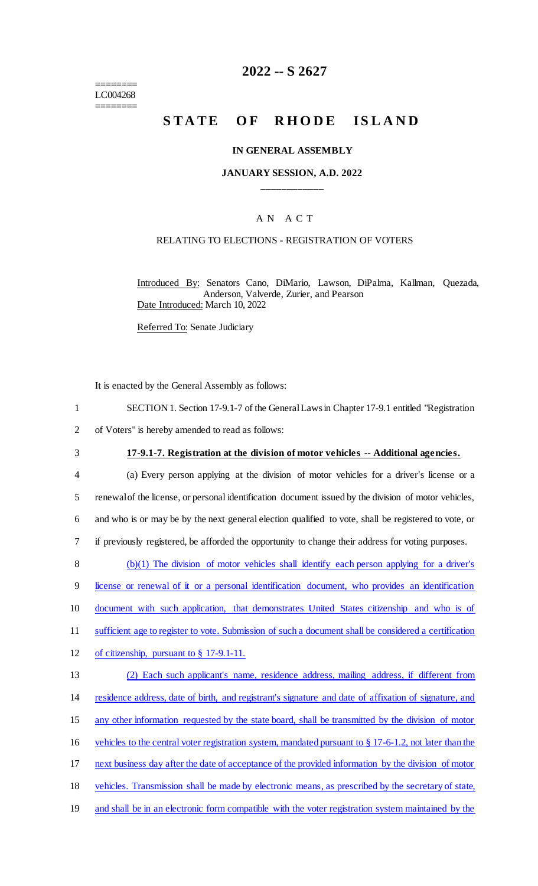========
LC004268
========

# 2022 -- S 2627

# STATE OF RHODE ISLAND

### IN GENERAL ASSEMBLY

### JANUARY SESSION, A.D. 2022

## A N A C T

### RELATING TO ELECTIONS - REGISTRATION OF VOTERS

Introduced By: Senators Cano, DiMario, Lawson, DiPalma, Kallman, Quezada, Anderson, Valverde, Zurier, and Pearson
Date Introduced: March 10, 2022

Referred To: Senate Judiciary

It is enacted by the General Assembly as follows:

1 SECTION 1. Section 17-9.1-7 of the General Laws in Chapter 17-9.1 entitled "Registration
2 of Voters" is hereby amended to read as follows:

3 **17-9.1-7. Registration at the division of motor vehicles -- Additional agencies.**

4 (a) Every person applying at the division of motor vehicles for a driver's license or a
5 renewal of the license, or personal identification document issued by the division of motor vehicles,
6 and who is or may be by the next general election qualified to vote, shall be registered to vote, or
7 if previously registered, be afforded the opportunity to change their address for voting purposes.

8 (b)(1) The division of motor vehicles shall identify each person applying for a driver's
9 license or renewal of it or a personal identification document, who provides an identification
10 document with such application, that demonstrates United States citizenship and who is of
11 sufficient age to register to vote. Submission of such a document shall be considered a certification
12 of citizenship, pursuant to § 17-9.1-11.

13 (2) Each such applicant's name, residence address, mailing address, if different from
14 residence address, date of birth, and registrant's signature and date of affixation of signature, and
15 any other information requested by the state board, shall be transmitted by the division of motor
16 vehicles to the central voter registration system, mandated pursuant to § 17-6-1.2, not later than the
17 next business day after the date of acceptance of the provided information by the division of motor
18 vehicles. Transmission shall be made by electronic means, as prescribed by the secretary of state,
19 and shall be in an electronic form compatible with the voter registration system maintained by the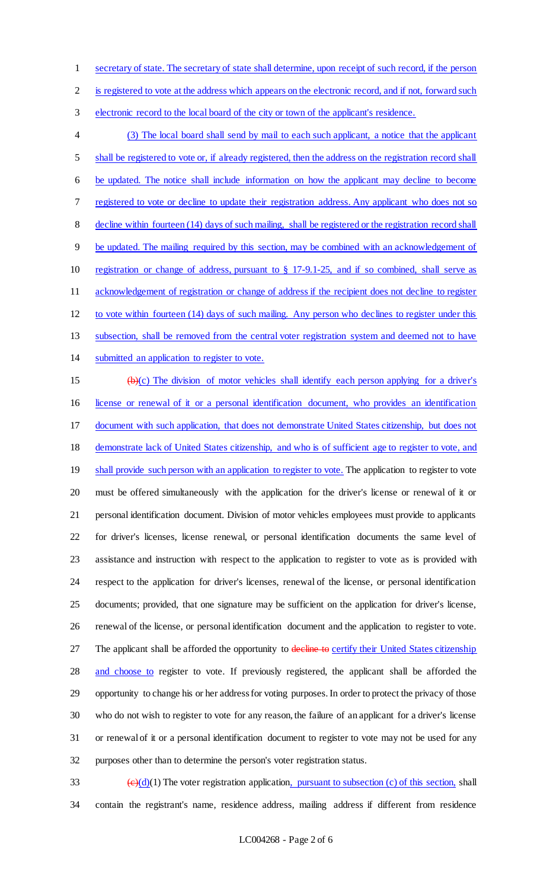secretary of state. The secretary of state shall determine, upon receipt of such record, if the person is registered to vote at the address which appears on the electronic record, and if not, forward such electronic record to the local board of the city or town of the applicant's residence.

(3) The local board shall send by mail to each such applicant, a notice that the applicant shall be registered to vote or, if already registered, then the address on the registration record shall be updated. The notice shall include information on how the applicant may decline to become registered to vote or decline to update their registration address. Any applicant who does not so decline within fourteen (14) days of such mailing, shall be registered or the registration record shall be updated. The mailing required by this section, may be combined with an acknowledgement of registration or change of address, pursuant to § 17-9.1-25, and if so combined, shall serve as acknowledgement of registration or change of address if the recipient does not decline to register to vote within fourteen (14) days of such mailing. Any person who declines to register under this subsection, shall be removed from the central voter registration system and deemed not to have submitted an application to register to vote.

~~(b)~~(c) The division of motor vehicles shall identify each person applying for a driver's license or renewal of it or a personal identification document, who provides an identification document with such application, that does not demonstrate United States citizenship, but does not demonstrate lack of United States citizenship, and who is of sufficient age to register to vote, and shall provide such person with an application to register to vote. The application to register to vote must be offered simultaneously with the application for the driver's license or renewal of it or personal identification document. Division of motor vehicles employees must provide to applicants for driver's licenses, license renewal, or personal identification documents the same level of assistance and instruction with respect to the application to register to vote as is provided with respect to the application for driver's licenses, renewal of the license, or personal identification documents; provided, that one signature may be sufficient on the application for driver's license, renewal of the license, or personal identification document and the application to register to vote. The applicant shall be afforded the opportunity to ~~decline to~~ certify their United States citizenship and choose to register to vote. If previously registered, the applicant shall be afforded the opportunity to change his or her address for voting purposes. In order to protect the privacy of those who do not wish to register to vote for any reason, the failure of an applicant for a driver's license or renewal of it or a personal identification document to register to vote may not be used for any purposes other than to determine the person's voter registration status.

~~(c)~~(d)(1) The voter registration application, pursuant to subsection (c) of this section, shall contain the registrant's name, residence address, mailing address if different from residence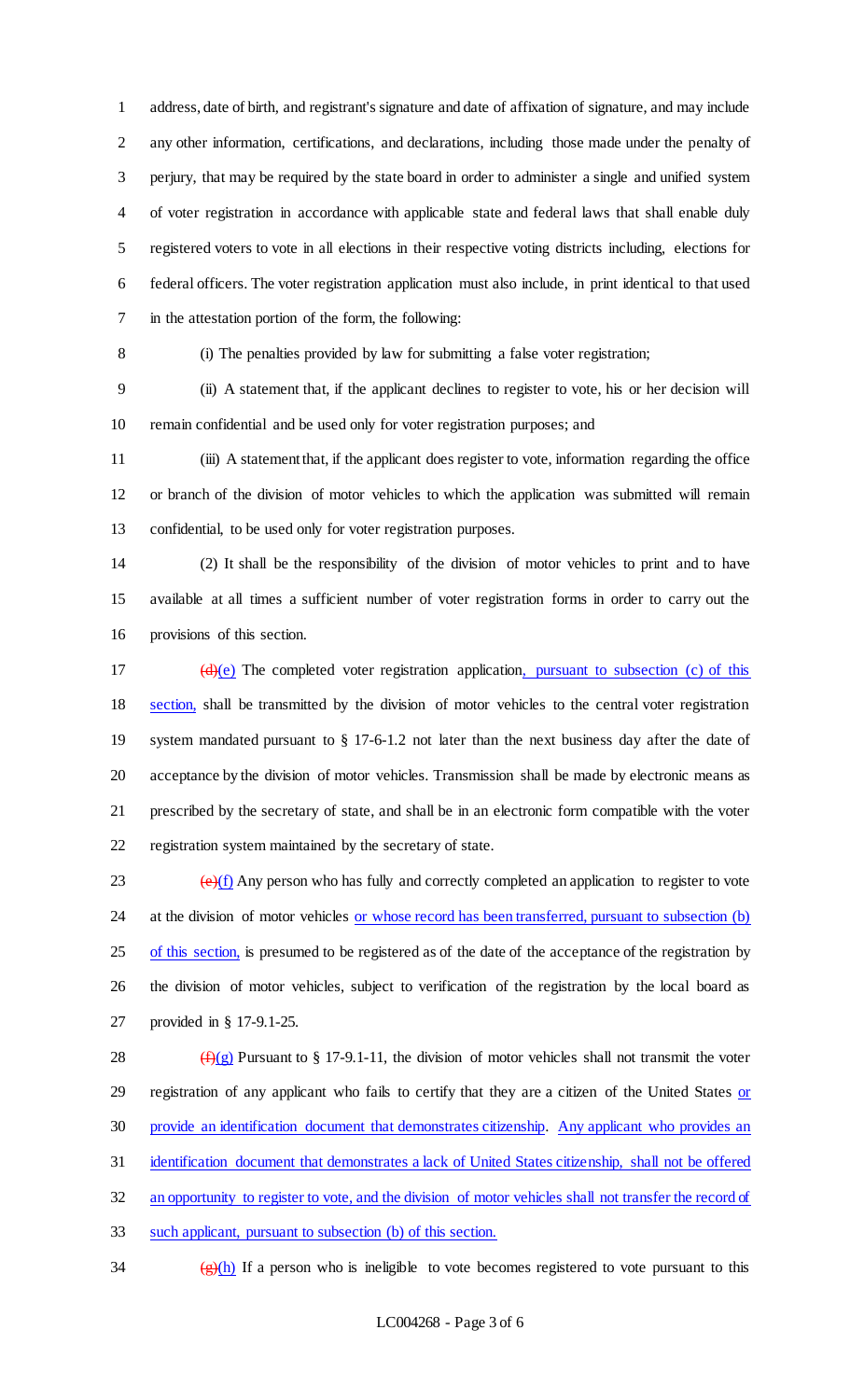address, date of birth, and registrant's signature and date of affixation of signature, and may include any other information, certifications, and declarations, including those made under the penalty of perjury, that may be required by the state board in order to administer a single and unified system of voter registration in accordance with applicable state and federal laws that shall enable duly registered voters to vote in all elections in their respective voting districts including, elections for federal officers. The voter registration application must also include, in print identical to that used in the attestation portion of the form, the following:

(i) The penalties provided by law for submitting a false voter registration;

(ii) A statement that, if the applicant declines to register to vote, his or her decision will remain confidential and be used only for voter registration purposes; and

(iii) A statement that, if the applicant does register to vote, information regarding the office or branch of the division of motor vehicles to which the application was submitted will remain confidential, to be used only for voter registration purposes.

(2) It shall be the responsibility of the division of motor vehicles to print and to have available at all times a sufficient number of voter registration forms in order to carry out the provisions of this section.

~~(d)~~(e) The completed voter registration application, pursuant to subsection (c) of this section, shall be transmitted by the division of motor vehicles to the central voter registration system mandated pursuant to § 17-6-1.2 not later than the next business day after the date of acceptance by the division of motor vehicles. Transmission shall be made by electronic means as prescribed by the secretary of state, and shall be in an electronic form compatible with the voter registration system maintained by the secretary of state.

~~(e)~~(f) Any person who has fully and correctly completed an application to register to vote at the division of motor vehicles or whose record has been transferred, pursuant to subsection (b) of this section, is presumed to be registered as of the date of the acceptance of the registration by the division of motor vehicles, subject to verification of the registration by the local board as provided in § 17-9.1-25.

~~(f)~~(g) Pursuant to § 17-9.1-11, the division of motor vehicles shall not transmit the voter registration of any applicant who fails to certify that they are a citizen of the United States or provide an identification document that demonstrates citizenship. Any applicant who provides an identification document that demonstrates a lack of United States citizenship, shall not be offered an opportunity to register to vote, and the division of motor vehicles shall not transfer the record of such applicant, pursuant to subsection (b) of this section.

~~(g)~~(h) If a person who is ineligible to vote becomes registered to vote pursuant to this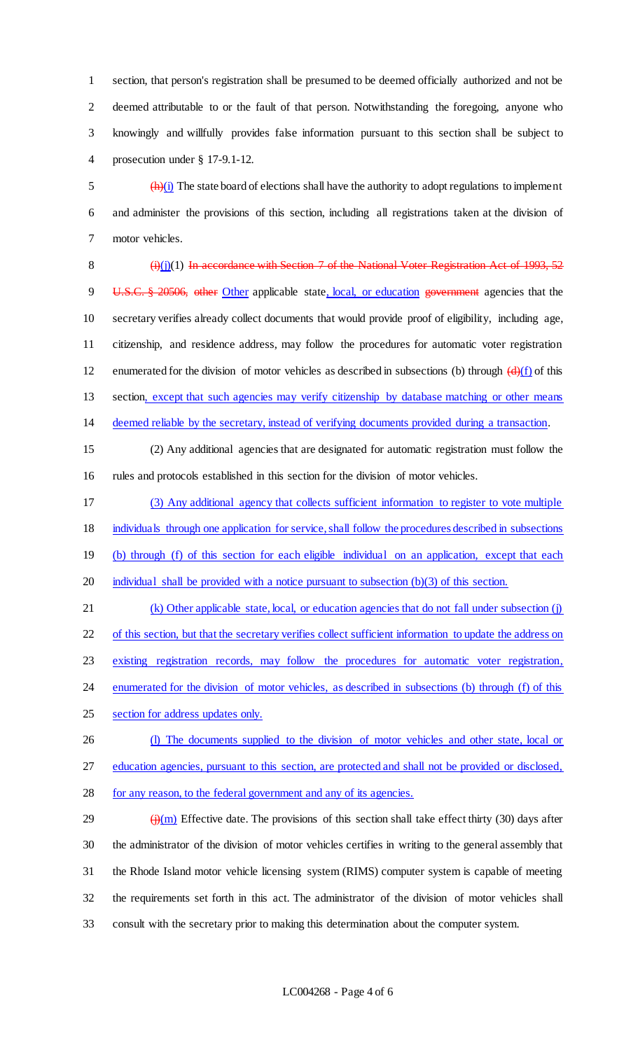section, that person's registration shall be presumed to be deemed officially authorized and not be deemed attributable to or the fault of that person. Notwithstanding the foregoing, anyone who knowingly and willfully provides false information pursuant to this section shall be subject to prosecution under § 17-9.1-12.

~~(h)~~(i) The state board of elections shall have the authority to adopt regulations to implement and administer the provisions of this section, including all registrations taken at the division of motor vehicles.

~~(i)~~(j)(1) ~~In accordance with Section 7 of the National Voter Registration Act of 1993, 52 U.S.C. § 20506, other~~ Other applicable state, local, or education ~~government~~ agencies that the secretary verifies already collect documents that would provide proof of eligibility, including age, citizenship, and residence address, may follow the procedures for automatic voter registration enumerated for the division of motor vehicles as described in subsections (b) through ~~(d)~~(f) of this section, except that such agencies may verify citizenship by database matching or other means deemed reliable by the secretary, instead of verifying documents provided during a transaction.

(2) Any additional agencies that are designated for automatic registration must follow the rules and protocols established in this section for the division of motor vehicles.

(3) Any additional agency that collects sufficient information to register to vote multiple individuals through one application for service, shall follow the procedures described in subsections (b) through (f) of this section for each eligible individual on an application, except that each individual shall be provided with a notice pursuant to subsection (b)(3) of this section.

(k) Other applicable state, local, or education agencies that do not fall under subsection (j) of this section, but that the secretary verifies collect sufficient information to update the address on existing registration records, may follow the procedures for automatic voter registration, enumerated for the division of motor vehicles, as described in subsections (b) through (f) of this section for address updates only.

(l) The documents supplied to the division of motor vehicles and other state, local or education agencies, pursuant to this section, are protected and shall not be provided or disclosed, for any reason, to the federal government and any of its agencies.

~~(j)~~(m) Effective date. The provisions of this section shall take effect thirty (30) days after the administrator of the division of motor vehicles certifies in writing to the general assembly that the Rhode Island motor vehicle licensing system (RIMS) computer system is capable of meeting the requirements set forth in this act. The administrator of the division of motor vehicles shall consult with the secretary prior to making this determination about the computer system.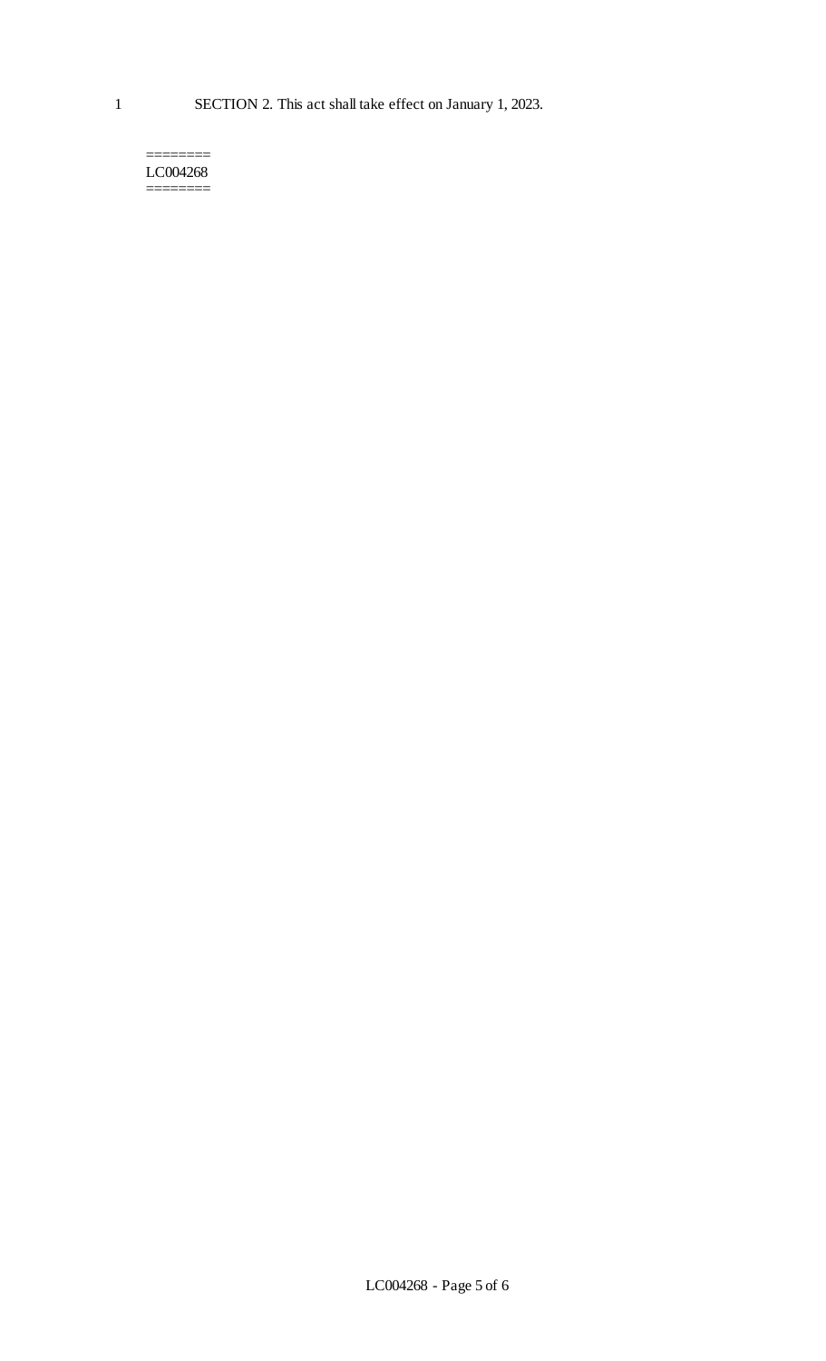SECTION 2. This act shall take effect on January 1, 2023.

========
LC004268
========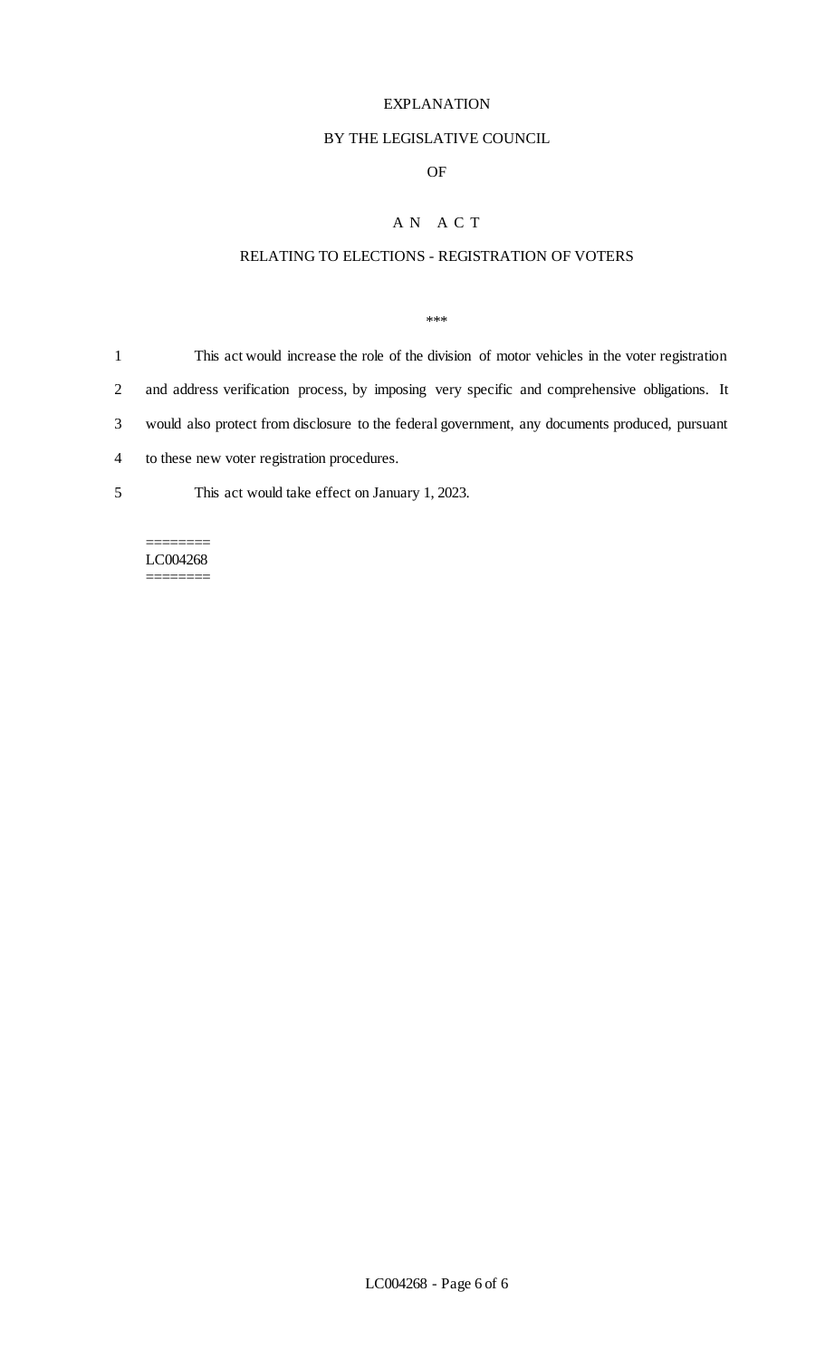EXPLANATION

BY THE LEGISLATIVE COUNCIL

OF

A N A C T

RELATING TO ELECTIONS - REGISTRATION OF VOTERS

\*\*\*

This act would increase the role of the division of motor vehicles in the voter registration and address verification process, by imposing very specific and comprehensive obligations. It would also protect from disclosure to the federal government, any documents produced, pursuant to these new voter registration procedures.

This act would take effect on January 1, 2023.

========
LC004268
========